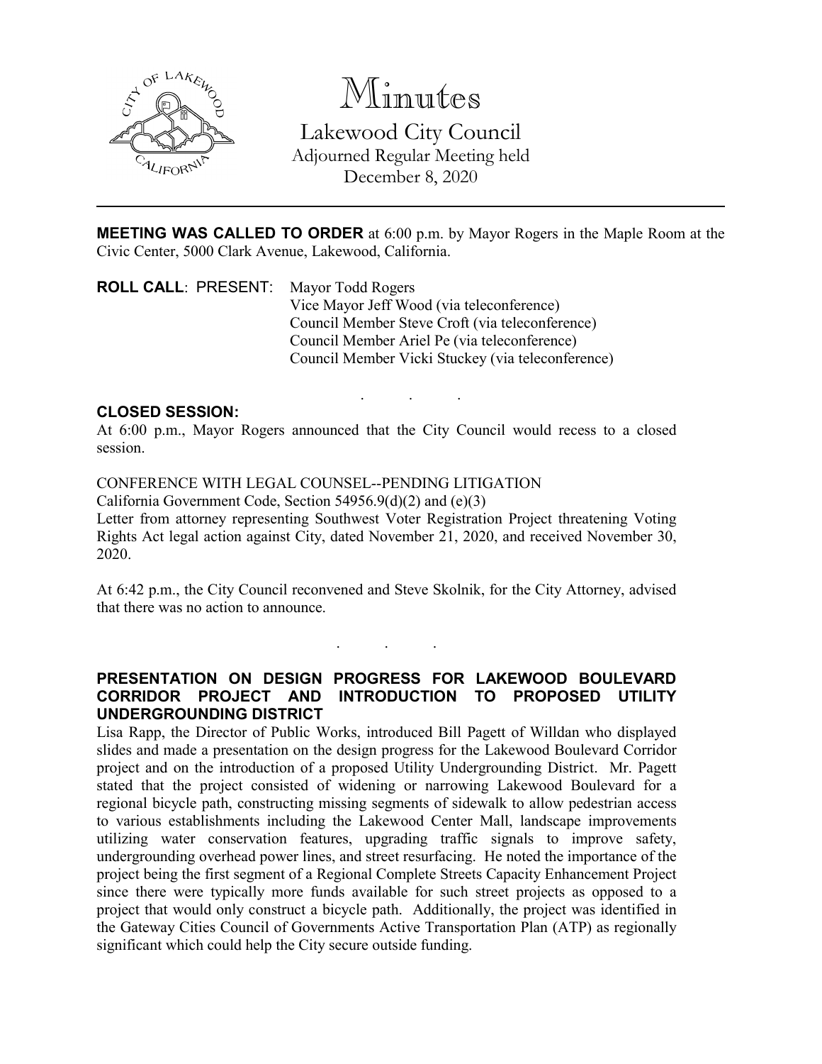# Minutes

## Lakewood City Council

Adjourned Regular Meeting held
December 8, 2020

---

**MEETING WAS CALLED TO ORDER** at 6:00 p.m. by Mayor Rogers in the Maple Room at the Civic Center, 5000 Clark Avenue, Lakewood, California.

**ROLL CALL**: PRESENT: Mayor Todd Rogers
Vice Mayor Jeff Wood (via teleconference)
Council Member Steve Croft (via teleconference)
Council Member Ariel Pe (via teleconference)
Council Member Vicki Stuckey (via teleconference)

. . .

**CLOSED SESSION:**

At 6:00 p.m., Mayor Rogers announced that the City Council would recess to a closed session.

CONFERENCE WITH LEGAL COUNSEL--PENDING LITIGATION
California Government Code, Section 54956.9(d)(2) and (e)(3)
Letter from attorney representing Southwest Voter Registration Project threatening Voting Rights Act legal action against City, dated November 21, 2020, and received November 30, 2020.

At 6:42 p.m., the City Council reconvened and Steve Skolnik, for the City Attorney, advised that there was no action to announce.

. . .

**PRESENTATION ON DESIGN PROGRESS FOR LAKEWOOD BOULEVARD CORRIDOR PROJECT AND INTRODUCTION TO PROPOSED UTILITY UNDERGROUNDING DISTRICT**

Lisa Rapp, the Director of Public Works, introduced Bill Pagett of Willdan who displayed slides and made a presentation on the design progress for the Lakewood Boulevard Corridor project and on the introduction of a proposed Utility Undergrounding District. Mr. Pagett stated that the project consisted of widening or narrowing Lakewood Boulevard for a regional bicycle path, constructing missing segments of sidewalk to allow pedestrian access to various establishments including the Lakewood Center Mall, landscape improvements utilizing water conservation features, upgrading traffic signals to improve safety, undergrounding overhead power lines, and street resurfacing. He noted the importance of the project being the first segment of a Regional Complete Streets Capacity Enhancement Project since there were typically more funds available for such street projects as opposed to a project that would only construct a bicycle path. Additionally, the project was identified in the Gateway Cities Council of Governments Active Transportation Plan (ATP) as regionally significant which could help the City secure outside funding.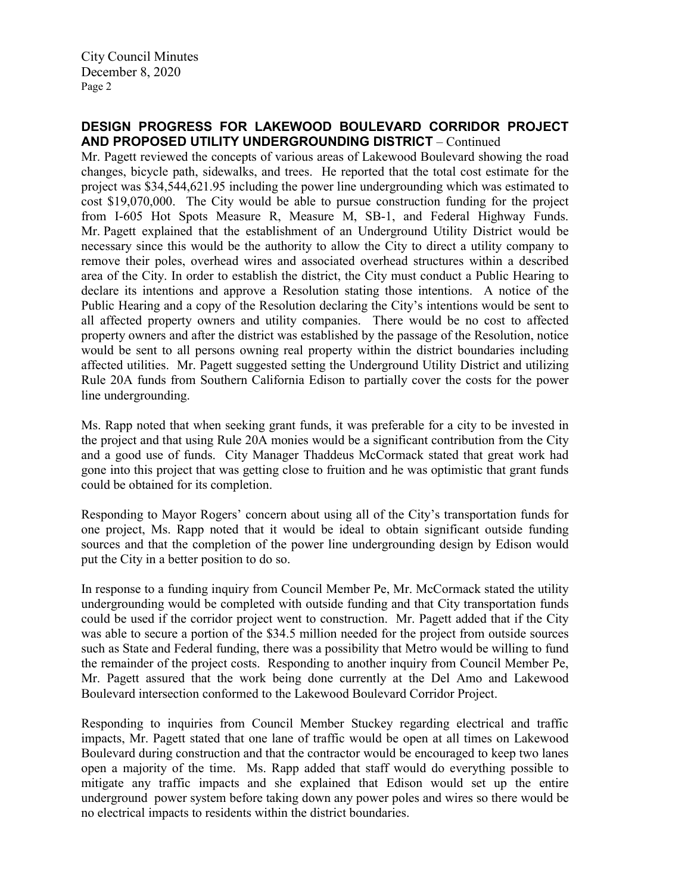**DESIGN PROGRESS FOR LAKEWOOD BOULEVARD CORRIDOR PROJECT AND PROPOSED UTILITY UNDERGROUNDING DISTRICT** – Continued

Mr. Pagett reviewed the concepts of various areas of Lakewood Boulevard showing the road changes, bicycle path, sidewalks, and trees. He reported that the total cost estimate for the project was $34,544,621.95 including the power line undergrounding which was estimated to cost $19,070,000. The City would be able to pursue construction funding for the project from I-605 Hot Spots Measure R, Measure M, SB-1, and Federal Highway Funds. Mr. Pagett explained that the establishment of an Underground Utility District would be necessary since this would be the authority to allow the City to direct a utility company to remove their poles, overhead wires and associated overhead structures within a described area of the City. In order to establish the district, the City must conduct a Public Hearing to declare its intentions and approve a Resolution stating those intentions. A notice of the Public Hearing and a copy of the Resolution declaring the City's intentions would be sent to all affected property owners and utility companies. There would be no cost to affected property owners and after the district was established by the passage of the Resolution, notice would be sent to all persons owning real property within the district boundaries including affected utilities. Mr. Pagett suggested setting the Underground Utility District and utilizing Rule 20A funds from Southern California Edison to partially cover the costs for the power line undergrounding.

Ms. Rapp noted that when seeking grant funds, it was preferable for a city to be invested in the project and that using Rule 20A monies would be a significant contribution from the City and a good use of funds. City Manager Thaddeus McCormack stated that great work had gone into this project that was getting close to fruition and he was optimistic that grant funds could be obtained for its completion.

Responding to Mayor Rogers' concern about using all of the City's transportation funds for one project, Ms. Rapp noted that it would be ideal to obtain significant outside funding sources and that the completion of the power line undergrounding design by Edison would put the City in a better position to do so.

In response to a funding inquiry from Council Member Pe, Mr. McCormack stated the utility undergrounding would be completed with outside funding and that City transportation funds could be used if the corridor project went to construction. Mr. Pagett added that if the City was able to secure a portion of the $34.5 million needed for the project from outside sources such as State and Federal funding, there was a possibility that Metro would be willing to fund the remainder of the project costs. Responding to another inquiry from Council Member Pe, Mr. Pagett assured that the work being done currently at the Del Amo and Lakewood Boulevard intersection conformed to the Lakewood Boulevard Corridor Project.

Responding to inquiries from Council Member Stuckey regarding electrical and traffic impacts, Mr. Pagett stated that one lane of traffic would be open at all times on Lakewood Boulevard during construction and that the contractor would be encouraged to keep two lanes open a majority of the time. Ms. Rapp added that staff would do everything possible to mitigate any traffic impacts and she explained that Edison would set up the entire underground power system before taking down any power poles and wires so there would be no electrical impacts to residents within the district boundaries.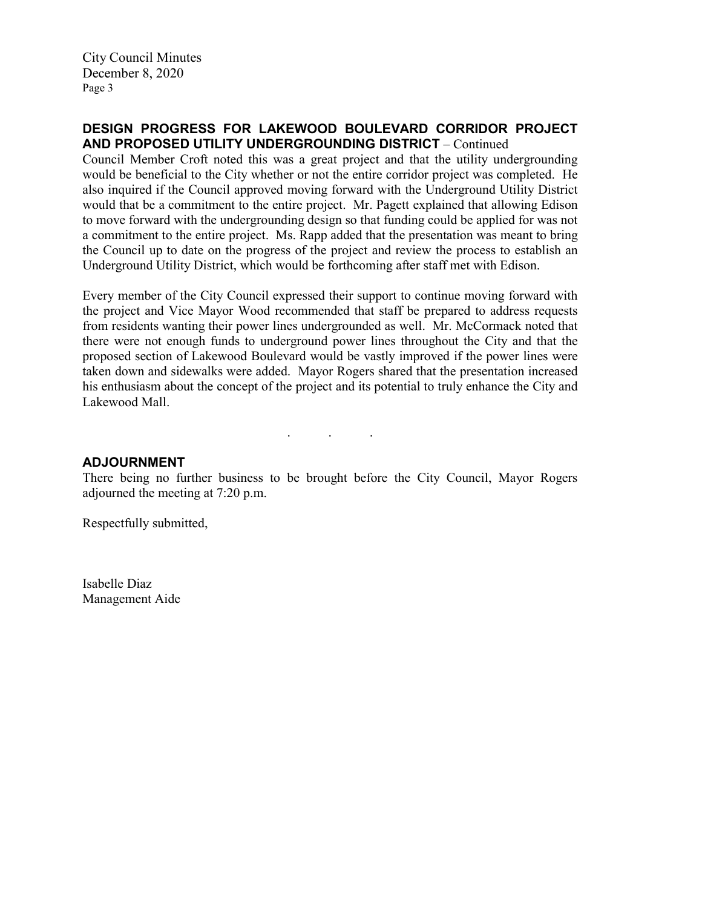**DESIGN PROGRESS FOR LAKEWOOD BOULEVARD CORRIDOR PROJECT AND PROPOSED UTILITY UNDERGROUNDING DISTRICT** – Continued

Council Member Croft noted this was a great project and that the utility undergrounding would be beneficial to the City whether or not the entire corridor project was completed. He also inquired if the Council approved moving forward with the Underground Utility District would that be a commitment to the entire project. Mr. Pagett explained that allowing Edison to move forward with the undergrounding design so that funding could be applied for was not a commitment to the entire project. Ms. Rapp added that the presentation was meant to bring the Council up to date on the progress of the project and review the process to establish an Underground Utility District, which would be forthcoming after staff met with Edison.

Every member of the City Council expressed their support to continue moving forward with the project and Vice Mayor Wood recommended that staff be prepared to address requests from residents wanting their power lines undergrounded as well. Mr. McCormack noted that there were not enough funds to underground power lines throughout the City and that the proposed section of Lakewood Boulevard would be vastly improved if the power lines were taken down and sidewalks were added. Mayor Rogers shared that the presentation increased his enthusiasm about the concept of the project and its potential to truly enhance the City and Lakewood Mall.

. . .

## ADJOURNMENT

There being no further business to be brought before the City Council, Mayor Rogers adjourned the meeting at 7:20 p.m.

Respectfully submitted,

Isabelle Diaz
Management Aide